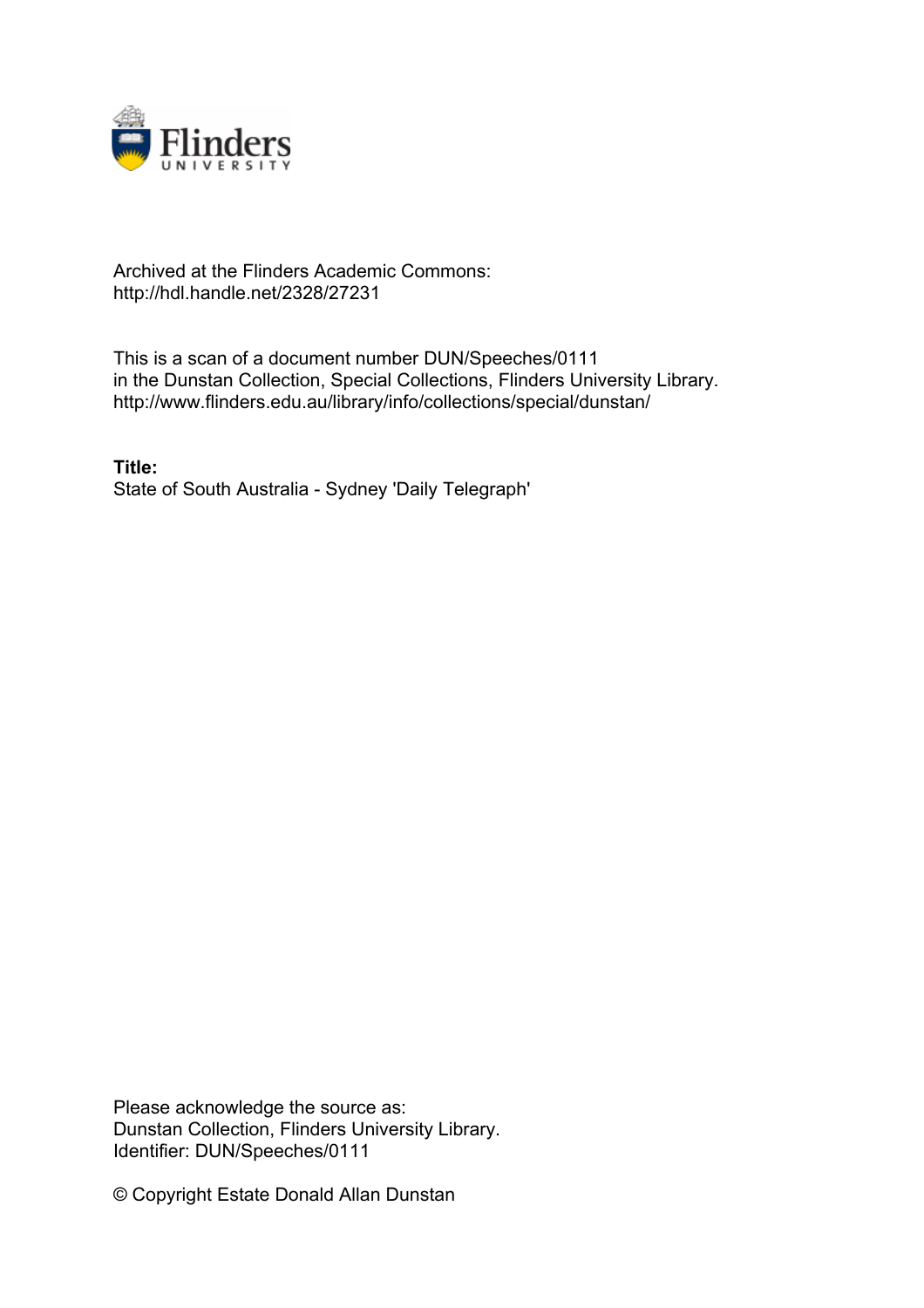Archived at the Flinders Academic Commons:
http://hdl.handle.net/2328/27231

This is a scan of a document number DUN/Speeches/0111
in the Dunstan Collection, Special Collections, Flinders University Library.
http://www.flinders.edu.au/library/info/collections/special/dunstan/

**Title:**
State of South Australia - Sydney 'Daily Telegraph'

Please acknowledge the source as:
Dunstan Collection, Flinders University Library.
Identifier: DUN/Speeches/0111

© Copyright Estate Donald Allan Dunstan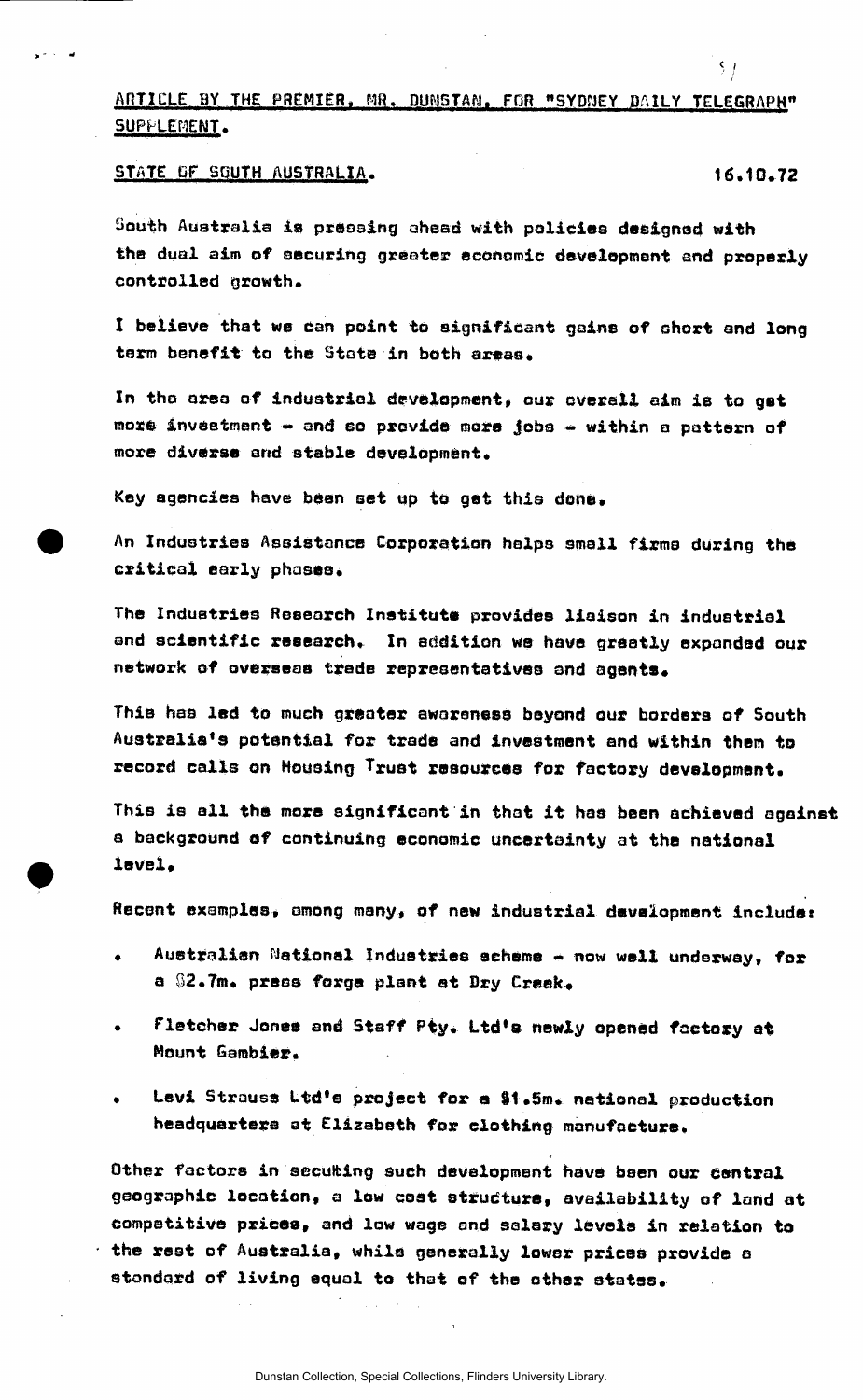ARTICLE BY THE PREMIER, MR. DUNSTAN, FOR "SYDNEY DAILY TELEGRAPH" SUPPLEMENT.

STATE OF SOUTH AUSTRALIA. 16.10.72

South Australia is pressing ahead with policies designed with the dual aim of securing greater economic development and properly controlled growth.

I believe that we can point to significant gains of short and long term benefit to the State in both areas.

In the area of industrial development, our overall aim is to get more investment - and so provide more jobs - within a pattern of more diverse and stable development.

Key agencies have been set up to get this done.

An Industries Assistance Corporation helps small firms during the critical early phases.

The Industries Research Institute provides liaison in industrial and scientific research. In addition we have greatly expanded our network of overseas trade representatives and agents.

This has led to much greater awareness beyond our borders of South Australia's potential for trade and investment and within them to record calls on Housing Trust resources for factory development.

This is all the more significant in that it has been achieved against a background of continuing economic uncertainty at the national level.

Recent examples, among many, of new industrial development include:

- Australian National Industries scheme - now well underway, for a $2.7m. press forge plant at Dry Creek.
- Fletcher Jones and Staff Pty. Ltd's newly opened factory at Mount Gambier.
- Levi Strauss Ltd's project for a $1.5m. national production headquarters at Elizabeth for clothing manufacture.

Other factors in securing such development have been our central geographic location, a low cost structure, availability of land at competitive prices, and low wage and salary levels in relation to the rest of Australia, while generally lower prices provide a standard of living equal to that of the other states.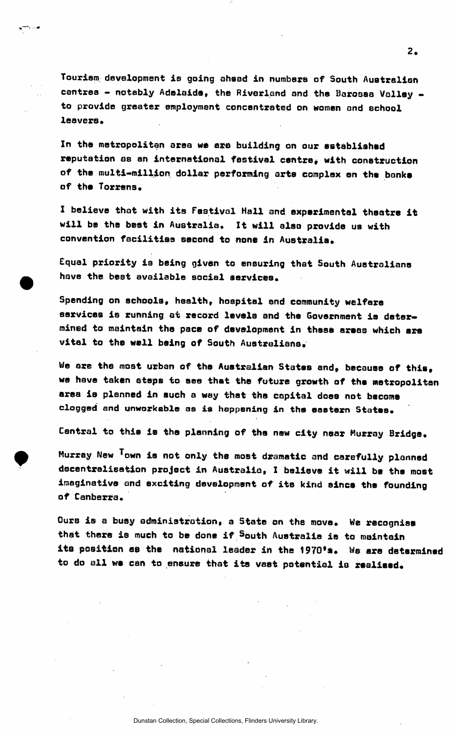Tourism development is going ahead in numbers of South Australian centres - notably Adelaide, the Riverland and the Barossa Valley - to provide greater employment concentrated on women and school leavers.

In the metropolitan area we are building on our established reputation as an international festival centre, with construction of the multi-million dollar performing arts complex on the banks of the Torrens.

I believe that with its Festival Hall and experimental theatre it will be the best in Australia. It will also provide us with convention facilities second to none in Australia.

Equal priority is being given to ensuring that South Australians have the best available social services.

Spending on schools, health, hospital and community welfare services is running at record levels and the Government is determined to maintain the pace of development in these areas which are vital to the well being of South Australians.

We are the most urban of the Australian States and, because of this, we have taken steps to see that the future growth of the metropolitan area is planned in such a way that the capital does not become clogged and unworkable as is happening in the eastern States.

Central to this is the planning of the new city near Murray Bridge.

Murray New Town is not only the most dramatic and carefully planned decentralisation project in Australia, I believe it will be the most imaginative and exciting development of its kind since the founding of Canberra.

Ours is a busy administration, a State on the move. We recognise that there is much to be done if South Australia is to maintain its position as the national leader in the 1970's. We are determined to do all we can to ensure that its vast potential is realised.